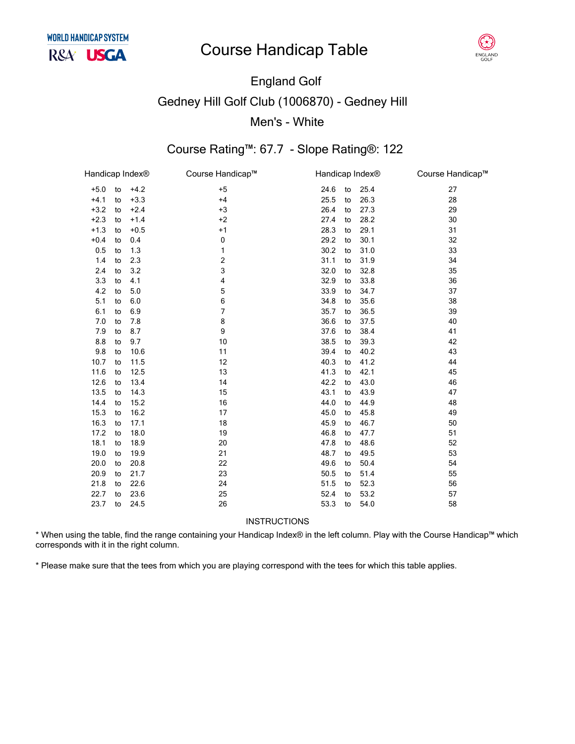WORLD HANDICAP SYSTEM

R&A USGA

# Course Handicap Table

ENGLAND GOLF

## England Golf

## Gedney Hill Golf Club (1006870) - Gedney Hill

## Men's - White

### Course Rating™: 67.7 - Slope Rating®: 122

| Handicap Index® | Course Handicap™ | Handicap Index® | Course Handicap™ |
|---|---|---|---|
| +5.0 to +4.2 | +5 | 24.6 to 25.4 | 27 |
| +4.1 to +3.3 | +4 | 25.5 to 26.3 | 28 |
| +3.2 to +2.4 | +3 | 26.4 to 27.3 | 29 |
| +2.3 to +1.4 | +2 | 27.4 to 28.2 | 30 |
| +1.3 to +0.5 | +1 | 28.3 to 29.1 | 31 |
| +0.4 to 0.4 | 0 | 29.2 to 30.1 | 32 |
| 0.5 to 1.3 | 1 | 30.2 to 31.0 | 33 |
| 1.4 to 2.3 | 2 | 31.1 to 31.9 | 34 |
| 2.4 to 3.2 | 3 | 32.0 to 32.8 | 35 |
| 3.3 to 4.1 | 4 | 32.9 to 33.8 | 36 |
| 4.2 to 5.0 | 5 | 33.9 to 34.7 | 37 |
| 5.1 to 6.0 | 6 | 34.8 to 35.6 | 38 |
| 6.1 to 6.9 | 7 | 35.7 to 36.5 | 39 |
| 7.0 to 7.8 | 8 | 36.6 to 37.5 | 40 |
| 7.9 to 8.7 | 9 | 37.6 to 38.4 | 41 |
| 8.8 to 9.7 | 10 | 38.5 to 39.3 | 42 |
| 9.8 to 10.6 | 11 | 39.4 to 40.2 | 43 |
| 10.7 to 11.5 | 12 | 40.3 to 41.2 | 44 |
| 11.6 to 12.5 | 13 | 41.3 to 42.1 | 45 |
| 12.6 to 13.4 | 14 | 42.2 to 43.0 | 46 |
| 13.5 to 14.3 | 15 | 43.1 to 43.9 | 47 |
| 14.4 to 15.2 | 16 | 44.0 to 44.9 | 48 |
| 15.3 to 16.2 | 17 | 45.0 to 45.8 | 49 |
| 16.3 to 17.1 | 18 | 45.9 to 46.7 | 50 |
| 17.2 to 18.0 | 19 | 46.8 to 47.7 | 51 |
| 18.1 to 18.9 | 20 | 47.8 to 48.6 | 52 |
| 19.0 to 19.9 | 21 | 48.7 to 49.5 | 53 |
| 20.0 to 20.8 | 22 | 49.6 to 50.4 | 54 |
| 20.9 to 21.7 | 23 | 50.5 to 51.4 | 55 |
| 21.8 to 22.6 | 24 | 51.5 to 52.3 | 56 |
| 22.7 to 23.6 | 25 | 52.4 to 53.2 | 57 |
| 23.7 to 24.5 | 26 | 53.3 to 54.0 | 58 |

INSTRUCTIONS

* When using the table, find the range containing your Handicap Index® in the left column. Play with the Course Handicap™ which corresponds with it in the right column.

* Please make sure that the tees from which you are playing correspond with the tees for which this table applies.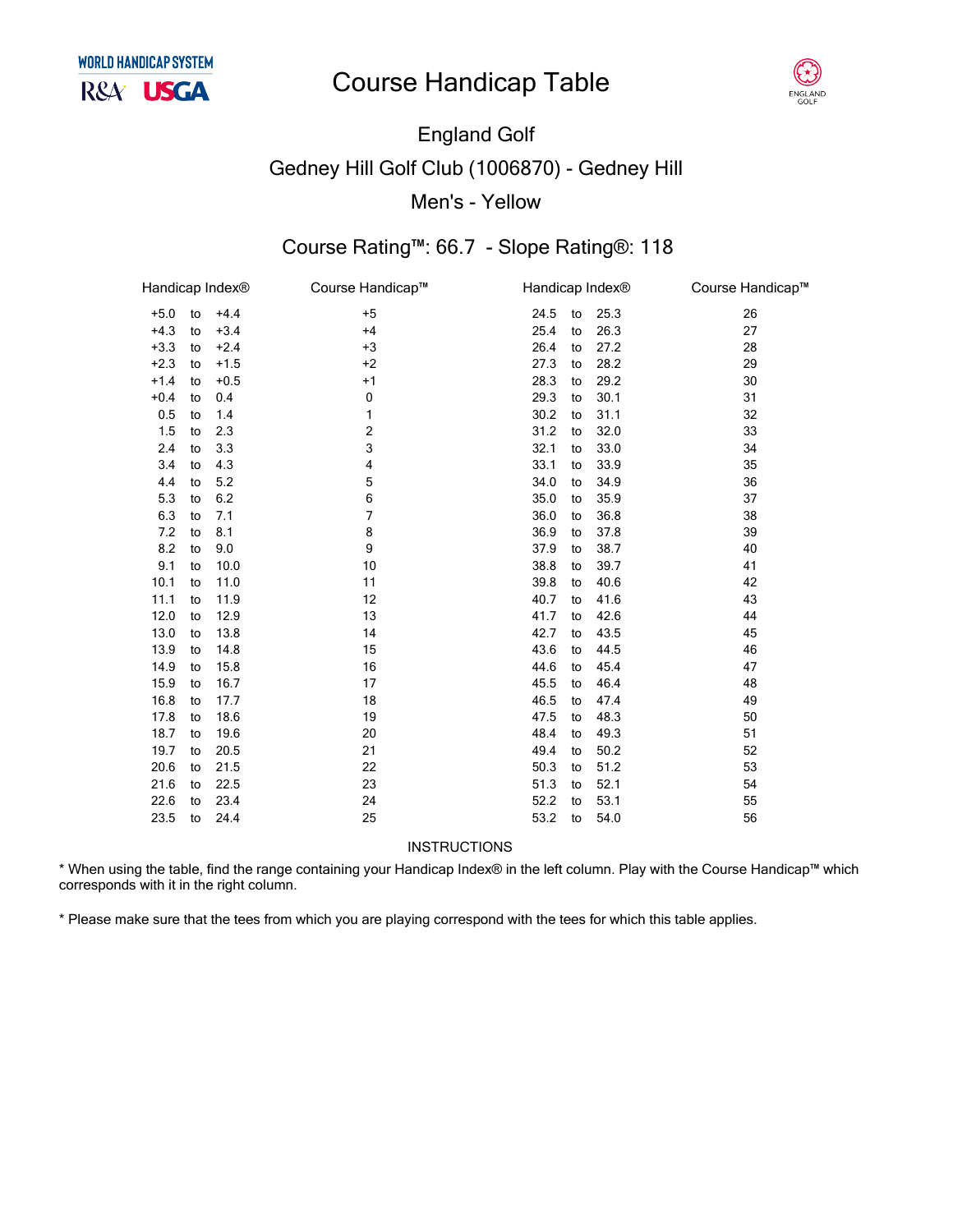# Course Handicap Table

## England Golf

## Gedney Hill Golf Club (1006870) - Gedney Hill

## Men's - Yellow

### Course Rating™: 66.7 - Slope Rating®: 118

| Handicap Index® | Course Handicap™ | Handicap Index® | Course Handicap™ |
|---|---|---|---|
| +5.0 to +4.4 | +5 | 24.5 to 25.3 | 26 |
| +4.3 to +3.4 | +4 | 25.4 to 26.3 | 27 |
| +3.3 to +2.4 | +3 | 26.4 to 27.2 | 28 |
| +2.3 to +1.5 | +2 | 27.3 to 28.2 | 29 |
| +1.4 to +0.5 | +1 | 28.3 to 29.2 | 30 |
| +0.4 to 0.4 | 0 | 29.3 to 30.1 | 31 |
| 0.5 to 1.4 | 1 | 30.2 to 31.1 | 32 |
| 1.5 to 2.3 | 2 | 31.2 to 32.0 | 33 |
| 2.4 to 3.3 | 3 | 32.1 to 33.0 | 34 |
| 3.4 to 4.3 | 4 | 33.1 to 33.9 | 35 |
| 4.4 to 5.2 | 5 | 34.0 to 34.9 | 36 |
| 5.3 to 6.2 | 6 | 35.0 to 35.9 | 37 |
| 6.3 to 7.1 | 7 | 36.0 to 36.8 | 38 |
| 7.2 to 8.1 | 8 | 36.9 to 37.8 | 39 |
| 8.2 to 9.0 | 9 | 37.9 to 38.7 | 40 |
| 9.1 to 10.0 | 10 | 38.8 to 39.7 | 41 |
| 10.1 to 11.0 | 11 | 39.8 to 40.6 | 42 |
| 11.1 to 11.9 | 12 | 40.7 to 41.6 | 43 |
| 12.0 to 12.9 | 13 | 41.7 to 42.6 | 44 |
| 13.0 to 13.8 | 14 | 42.7 to 43.5 | 45 |
| 13.9 to 14.8 | 15 | 43.6 to 44.5 | 46 |
| 14.9 to 15.8 | 16 | 44.6 to 45.4 | 47 |
| 15.9 to 16.7 | 17 | 45.5 to 46.4 | 48 |
| 16.8 to 17.7 | 18 | 46.5 to 47.4 | 49 |
| 17.8 to 18.6 | 19 | 47.5 to 48.3 | 50 |
| 18.7 to 19.6 | 20 | 48.4 to 49.3 | 51 |
| 19.7 to 20.5 | 21 | 49.4 to 50.2 | 52 |
| 20.6 to 21.5 | 22 | 50.3 to 51.2 | 53 |
| 21.6 to 22.5 | 23 | 51.3 to 52.1 | 54 |
| 22.6 to 23.4 | 24 | 52.2 to 53.1 | 55 |
| 23.5 to 24.4 | 25 | 53.2 to 54.0 | 56 |

INSTRUCTIONS

* When using the table, find the range containing your Handicap Index® in the left column. Play with the Course Handicap™ which corresponds with it in the right column.

* Please make sure that the tees from which you are playing correspond with the tees for which this table applies.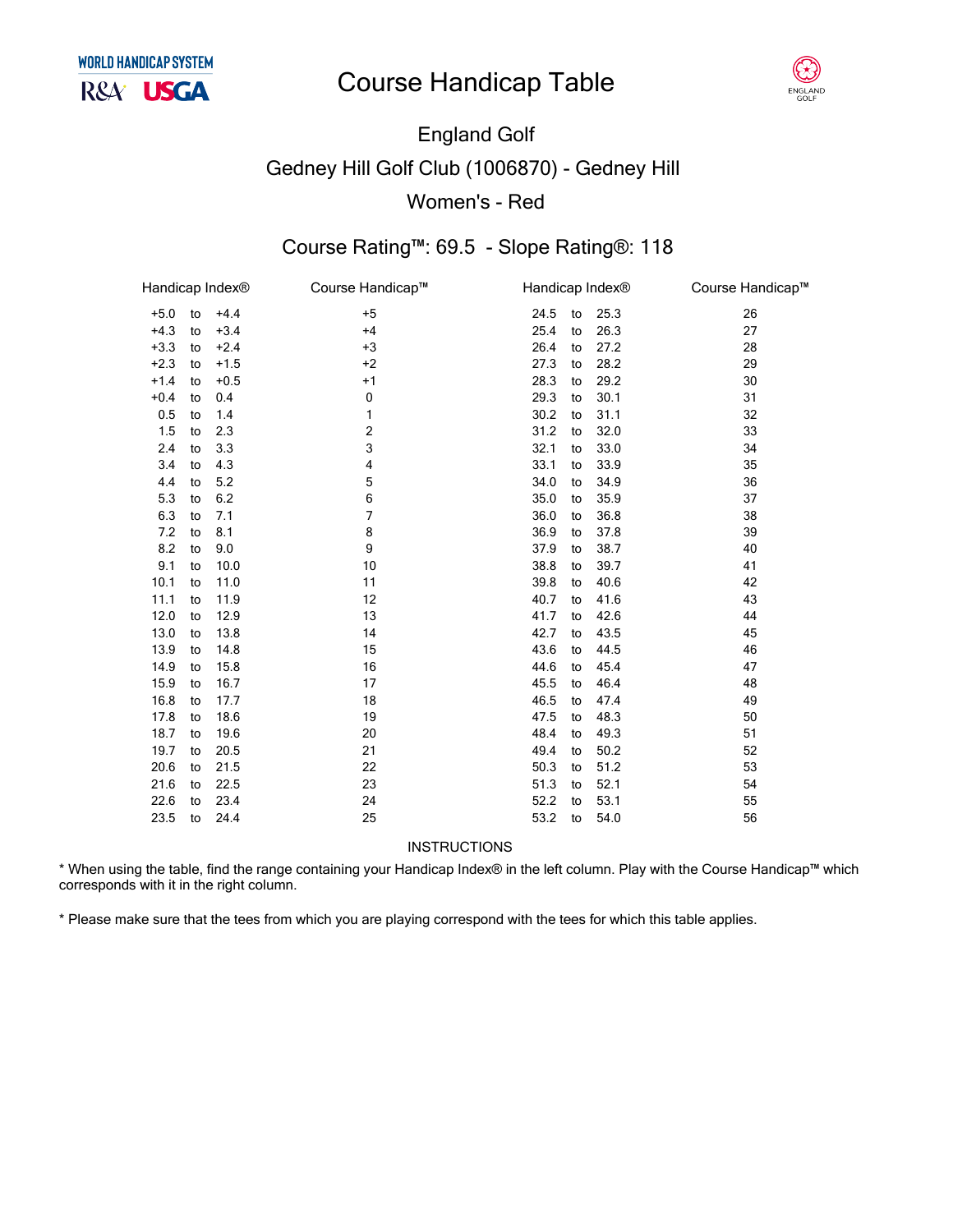WORLD HANDICAP SYSTEM

R&A USGA

# Course Handicap Table

ENGLAND GOLF

## England Golf

## Gedney Hill Golf Club (1006870) - Gedney Hill

## Women's - Red

### Course Rating™: 69.5 - Slope Rating®: 118

| Handicap Index® | Course Handicap™ | Handicap Index® | Course Handicap™ |
|---|---|---|---|
| +5.0 to +4.4 | +5 | 24.5 to 25.3 | 26 |
| +4.3 to +3.4 | +4 | 25.4 to 26.3 | 27 |
| +3.3 to +2.4 | +3 | 26.4 to 27.2 | 28 |
| +2.3 to +1.5 | +2 | 27.3 to 28.2 | 29 |
| +1.4 to +0.5 | +1 | 28.3 to 29.2 | 30 |
| +0.4 to 0.4 | 0 | 29.3 to 30.1 | 31 |
| 0.5 to 1.4 | 1 | 30.2 to 31.1 | 32 |
| 1.5 to 2.3 | 2 | 31.2 to 32.0 | 33 |
| 2.4 to 3.3 | 3 | 32.1 to 33.0 | 34 |
| 3.4 to 4.3 | 4 | 33.1 to 33.9 | 35 |
| 4.4 to 5.2 | 5 | 34.0 to 34.9 | 36 |
| 5.3 to 6.2 | 6 | 35.0 to 35.9 | 37 |
| 6.3 to 7.1 | 7 | 36.0 to 36.8 | 38 |
| 7.2 to 8.1 | 8 | 36.9 to 37.8 | 39 |
| 8.2 to 9.0 | 9 | 37.9 to 38.7 | 40 |
| 9.1 to 10.0 | 10 | 38.8 to 39.7 | 41 |
| 10.1 to 11.0 | 11 | 39.8 to 40.6 | 42 |
| 11.1 to 11.9 | 12 | 40.7 to 41.6 | 43 |
| 12.0 to 12.9 | 13 | 41.7 to 42.6 | 44 |
| 13.0 to 13.8 | 14 | 42.7 to 43.5 | 45 |
| 13.9 to 14.8 | 15 | 43.6 to 44.5 | 46 |
| 14.9 to 15.8 | 16 | 44.6 to 45.4 | 47 |
| 15.9 to 16.7 | 17 | 45.5 to 46.4 | 48 |
| 16.8 to 17.7 | 18 | 46.5 to 47.4 | 49 |
| 17.8 to 18.6 | 19 | 47.5 to 48.3 | 50 |
| 18.7 to 19.6 | 20 | 48.4 to 49.3 | 51 |
| 19.7 to 20.5 | 21 | 49.4 to 50.2 | 52 |
| 20.6 to 21.5 | 22 | 50.3 to 51.2 | 53 |
| 21.6 to 22.5 | 23 | 51.3 to 52.1 | 54 |
| 22.6 to 23.4 | 24 | 52.2 to 53.1 | 55 |
| 23.5 to 24.4 | 25 | 53.2 to 54.0 | 56 |

INSTRUCTIONS

* When using the table, find the range containing your Handicap Index® in the left column. Play with the Course Handicap™ which corresponds with it in the right column.

* Please make sure that the tees from which you are playing correspond with the tees for which this table applies.